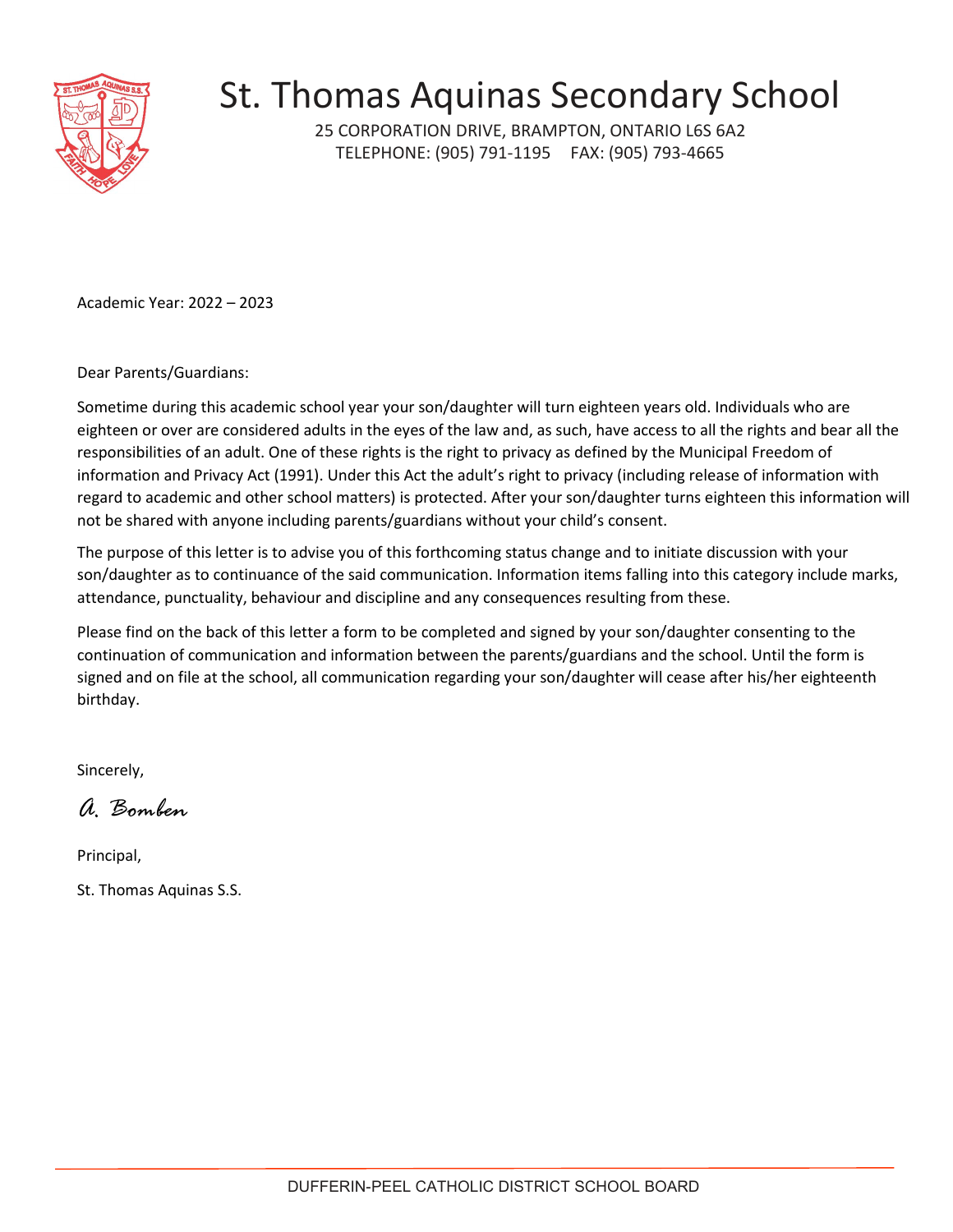# St. Thomas Aquinas Secondary School

25 CORPORATION DRIVE, BRAMPTON, ONTARIO L6S 6A2
TELEPHONE: (905) 791-1195 FAX: (905) 793-4665

Academic Year: 2022 – 2023

Dear Parents/Guardians:

Sometime during this academic school year your son/daughter will turn eighteen years old. Individuals who are eighteen or over are considered adults in the eyes of the law and, as such, have access to all the rights and bear all the responsibilities of an adult. One of these rights is the right to privacy as defined by the Municipal Freedom of information and Privacy Act (1991). Under this Act the adult's right to privacy (including release of information with regard to academic and other school matters) is protected. After your son/daughter turns eighteen this information will not be shared with anyone including parents/guardians without your child's consent.

The purpose of this letter is to advise you of this forthcoming status change and to initiate discussion with your son/daughter as to continuance of the said communication. Information items falling into this category include marks, attendance, punctuality, behaviour and discipline and any consequences resulting from these.

Please find on the back of this letter a form to be completed and signed by your son/daughter consenting to the continuation of communication and information between the parents/guardians and the school. Until the form is signed and on file at the school, all communication regarding your son/daughter will cease after his/her eighteenth birthday.

Sincerely,

*A. Bomben*

Principal,

St. Thomas Aquinas S.S.

DUFFERIN-PEEL CATHOLIC DISTRICT SCHOOL BOARD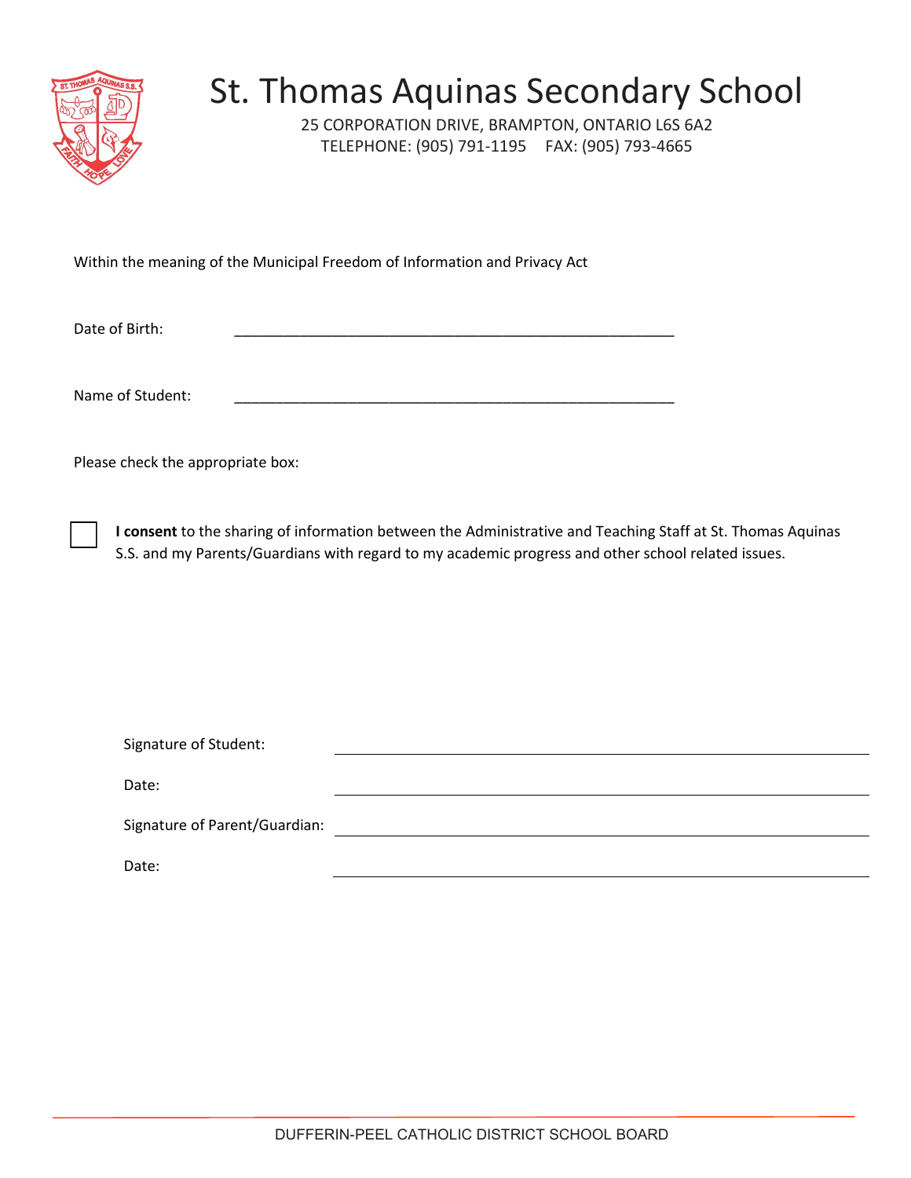# St. Thomas Aquinas Secondary School

25 CORPORATION DRIVE, BRAMPTON, ONTARIO L6S 6A2
TELEPHONE: (905) 791-1195 FAX: (905) 793-4665

Within the meaning of the Municipal Freedom of Information and Privacy Act

Date of Birth: _______________________________________________________

Name of Student: _______________________________________________________

Please check the appropriate box:

☐ **I consent** to the sharing of information between the Administrative and Teaching Staff at St. Thomas Aquinas S.S. and my Parents/Guardians with regard to my academic progress and other school related issues.

Signature of Student: _______________________________________________________

Date: _______________________________________________________

Signature of Parent/Guardian: _______________________________________________________

Date: _______________________________________________________

DUFFERIN-PEEL CATHOLIC DISTRICT SCHOOL BOARD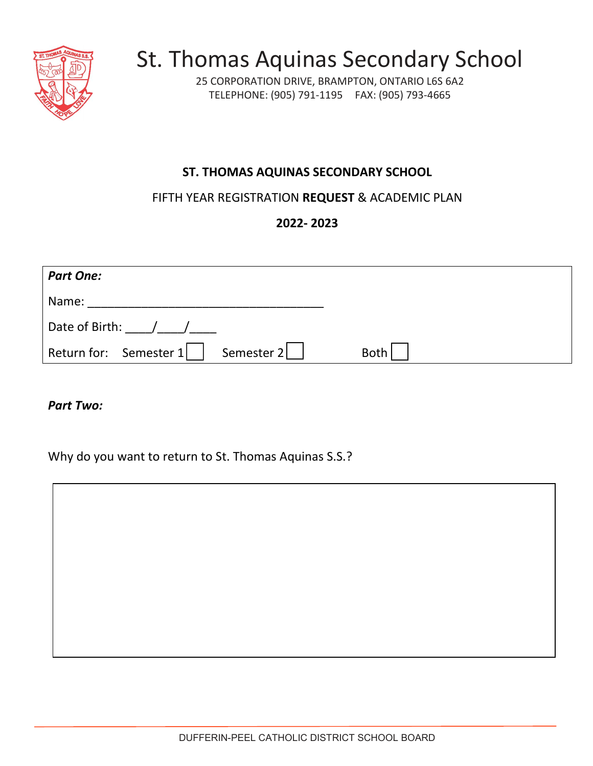# St. Thomas Aquinas Secondary School

25 CORPORATION DRIVE, BRAMPTON, ONTARIO L6S 6A2
TELEPHONE: (905) 791-1195 FAX: (905) 793-4665

**ST. THOMAS AQUINAS SECONDARY SCHOOL**

FIFTH YEAR REGISTRATION **REQUEST** & ACADEMIC PLAN

**2022- 2023**

***Part One:***

Name: ___________________________________

Date of Birth: ____/____/____

Return for: Semester 1 ☐ Semester 2 ☐ Both ☐

***Part Two:***

Why do you want to return to St. Thomas Aquinas S.S.?

DUFFERIN-PEEL CATHOLIC DISTRICT SCHOOL BOARD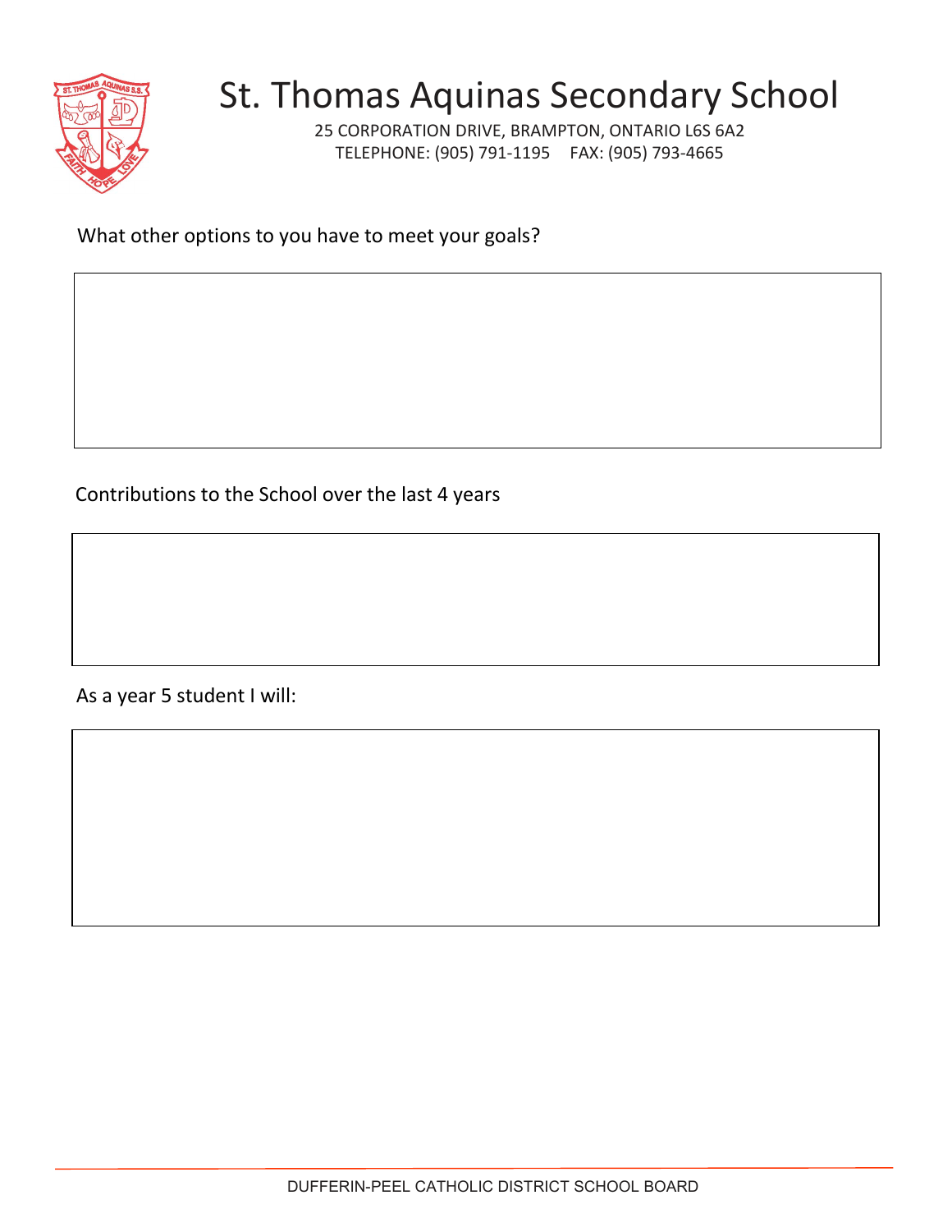What other options to you have to meet your goals?

Contributions to the School over the last 4 years

As a year 5 student I will: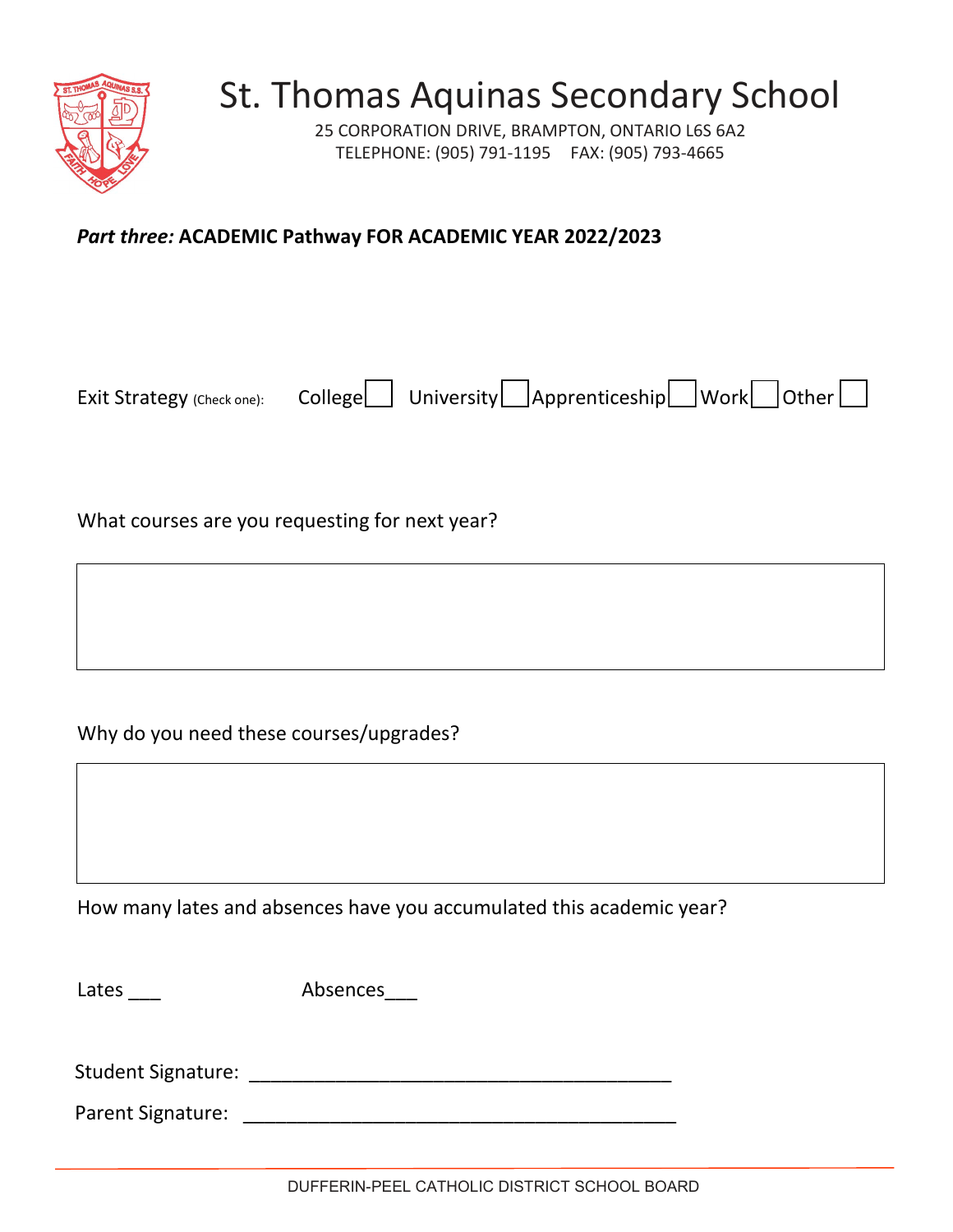# St. Thomas Aquinas Secondary School

25 CORPORATION DRIVE, BRAMPTON, ONTARIO L6S 6A2
TELEPHONE: (905) 791-1195 FAX: (905) 793-4665

***Part three:* ACADEMIC Pathway FOR ACADEMIC YEAR 2022/2023**

Exit Strategy (Check one): College ☐ University ☐ Apprenticeship ☐ Work ☐ Other ☐

What courses are you requesting for next year?

| |
|---|
| |

Why do you need these courses/upgrades?

| |
|---|
| |

How many lates and absences have you accumulated this academic year?

Lates ___ Absences___

Student Signature: ________________________________________

Parent Signature: ________________________________________

DUFFERIN-PEEL CATHOLIC DISTRICT SCHOOL BOARD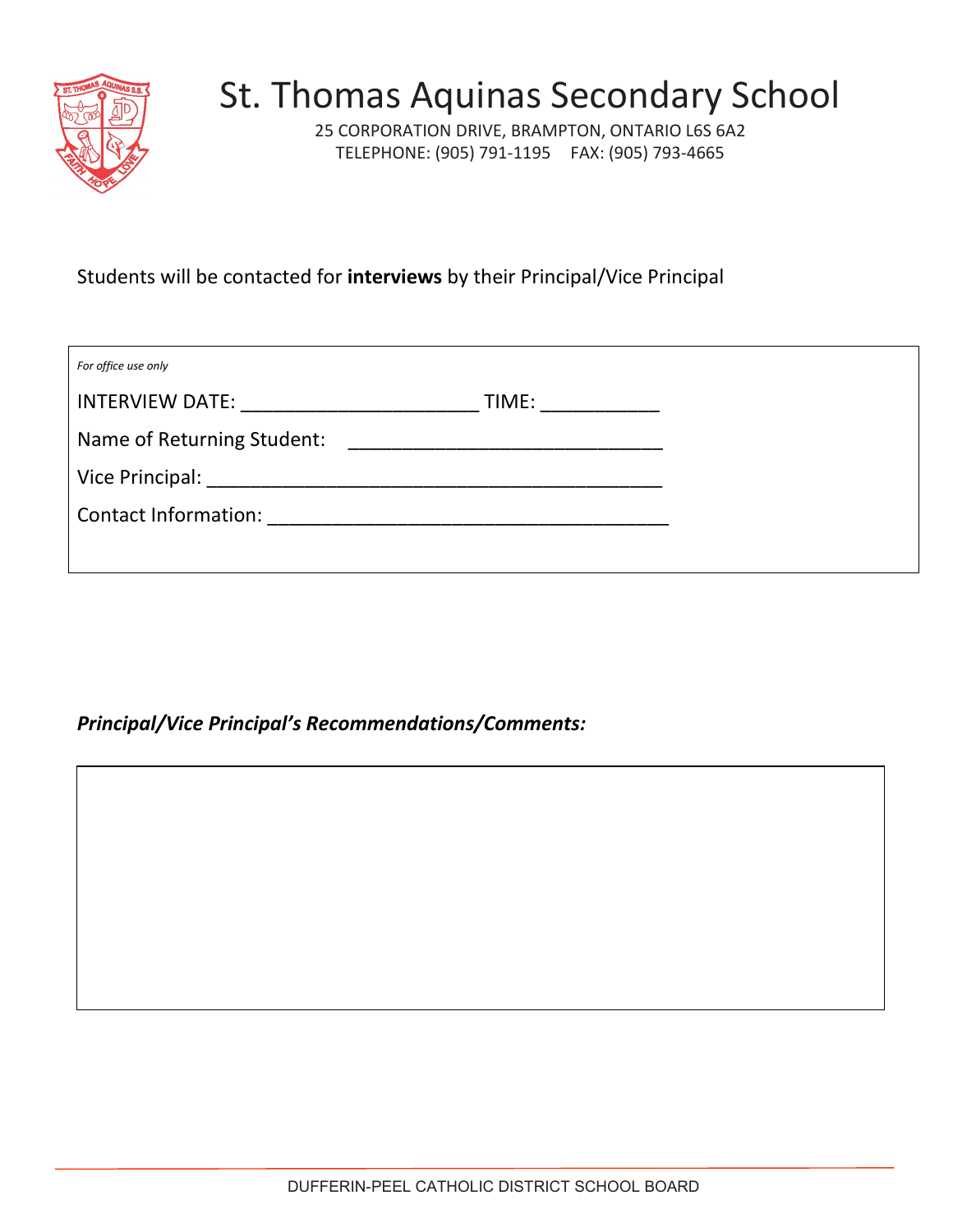# St. Thomas Aquinas Secondary School

25 CORPORATION DRIVE, BRAMPTON, ONTARIO L6S 6A2
TELEPHONE: (905) 791-1195 FAX: (905) 793-4665

Students will be contacted for **interviews** by their Principal/Vice Principal

*For office use only*

INTERVIEW DATE: ______________________ TIME: ___________

Name of Returning Student: _____________________________

Vice Principal: __________________________________________

Contact Information: _____________________________________

***Principal/Vice Principal's Recommendations/Comments:***

DUFFERIN-PEEL CATHOLIC DISTRICT SCHOOL BOARD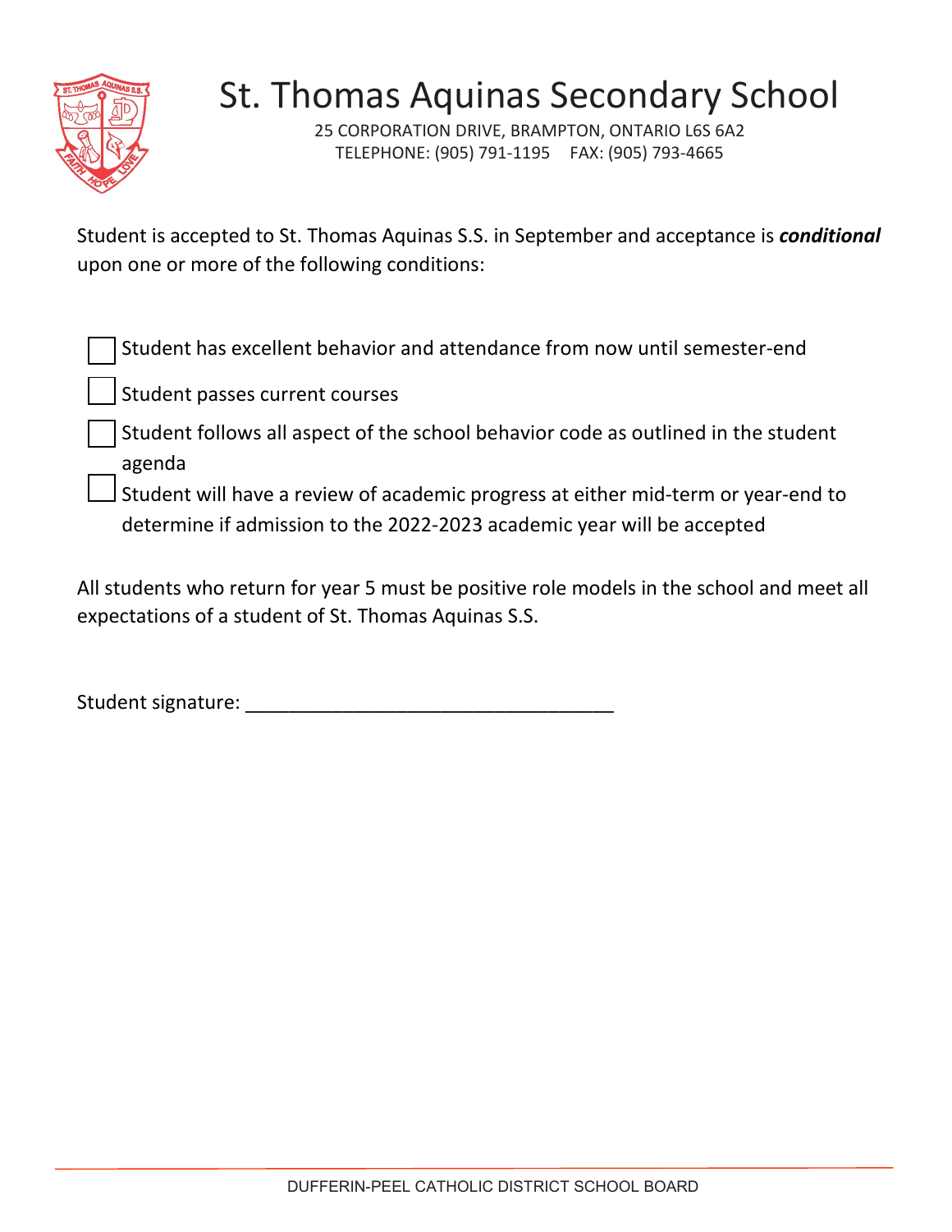# St. Thomas Aquinas Secondary School

25 CORPORATION DRIVE, BRAMPTON, ONTARIO L6S 6A2
TELEPHONE: (905) 791-1195 FAX: (905) 793-4665

Student is accepted to St. Thomas Aquinas S.S. in September and acceptance is ***conditional*** upon one or more of the following conditions:

- ☐ Student has excellent behavior and attendance from now until semester-end
- ☐ Student passes current courses
- ☐ Student follows all aspect of the school behavior code as outlined in the student agenda
- ☐ Student will have a review of academic progress at either mid-term or year-end to determine if admission to the 2022-2023 academic year will be accepted

All students who return for year 5 must be positive role models in the school and meet all expectations of a student of St. Thomas Aquinas S.S.

Student signature: ___________________________________

DUFFERIN-PEEL CATHOLIC DISTRICT SCHOOL BOARD